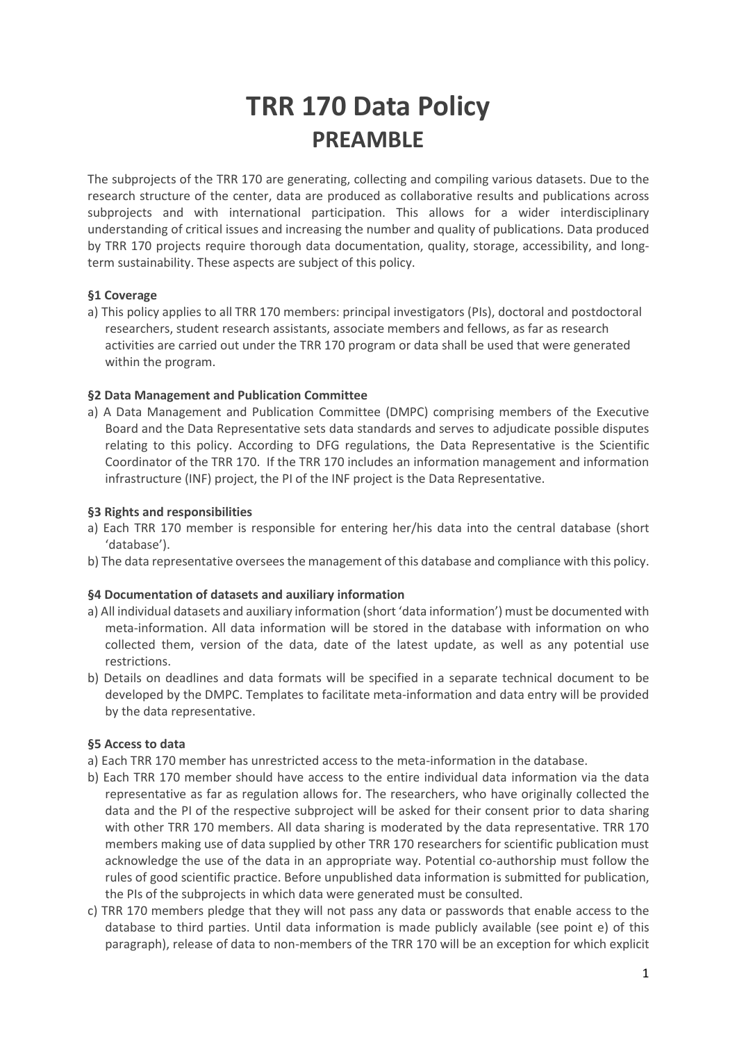# TRR 170 Data Policy
## PREAMBLE

The subprojects of the TRR 170 are generating, collecting and compiling various datasets. Due to the research structure of the center, data are produced as collaborative results and publications across subprojects and with international participation. This allows for a wider interdisciplinary understanding of critical issues and increasing the number and quality of publications. Data produced by TRR 170 projects require thorough data documentation, quality, storage, accessibility, and long-term sustainability. These aspects are subject of this policy.

**§1 Coverage**

a) This policy applies to all TRR 170 members: principal investigators (PIs), doctoral and postdoctoral researchers, student research assistants, associate members and fellows, as far as research activities are carried out under the TRR 170 program or data shall be used that were generated within the program.

**§2 Data Management and Publication Committee**

a) A Data Management and Publication Committee (DMPC) comprising members of the Executive Board and the Data Representative sets data standards and serves to adjudicate possible disputes relating to this policy. According to DFG regulations, the Data Representative is the Scientific Coordinator of the TRR 170. If the TRR 170 includes an information management and information infrastructure (INF) project, the PI of the INF project is the Data Representative.

**§3 Rights and responsibilities**

a) Each TRR 170 member is responsible for entering her/his data into the central database (short 'database').

b) The data representative oversees the management of this database and compliance with this policy.

**§4 Documentation of datasets and auxiliary information**

a) All individual datasets and auxiliary information (short 'data information') must be documented with meta-information. All data information will be stored in the database with information on who collected them, version of the data, date of the latest update, as well as any potential use restrictions.

b) Details on deadlines and data formats will be specified in a separate technical document to be developed by the DMPC. Templates to facilitate meta-information and data entry will be provided by the data representative.

**§5 Access to data**

a) Each TRR 170 member has unrestricted access to the meta-information in the database.

b) Each TRR 170 member should have access to the entire individual data information via the data representative as far as regulation allows for. The researchers, who have originally collected the data and the PI of the respective subproject will be asked for their consent prior to data sharing with other TRR 170 members. All data sharing is moderated by the data representative. TRR 170 members making use of data supplied by other TRR 170 researchers for scientific publication must acknowledge the use of the data in an appropriate way. Potential co-authorship must follow the rules of good scientific practice. Before unpublished data information is submitted for publication, the PIs of the subprojects in which data were generated must be consulted.

c) TRR 170 members pledge that they will not pass any data or passwords that enable access to the database to third parties. Until data information is made publicly available (see point e) of this paragraph), release of data to non-members of the TRR 170 will be an exception for which explicit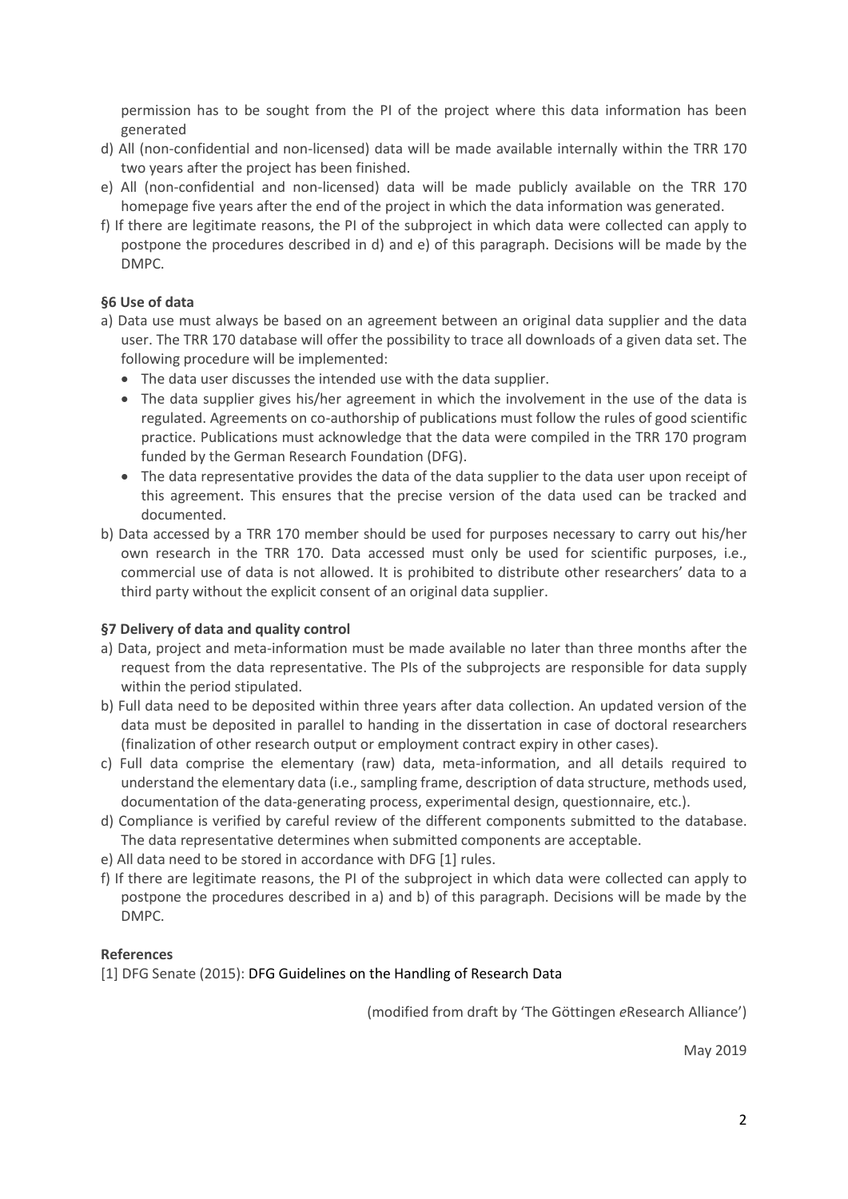permission has to be sought from the PI of the project where this data information has been generated

d) All (non-confidential and non-licensed) data will be made available internally within the TRR 170 two years after the project has been finished.

e) All (non-confidential and non-licensed) data will be made publicly available on the TRR 170 homepage five years after the end of the project in which the data information was generated.

f) If there are legitimate reasons, the PI of the subproject in which data were collected can apply to postpone the procedures described in d) and e) of this paragraph. Decisions will be made by the DMPC.

**§6 Use of data**

a) Data use must always be based on an agreement between an original data supplier and the data user. The TRR 170 database will offer the possibility to trace all downloads of a given data set. The following procedure will be implemented:
   - The data user discusses the intended use with the data supplier.
   - The data supplier gives his/her agreement in which the involvement in the use of the data is regulated. Agreements on co-authorship of publications must follow the rules of good scientific practice. Publications must acknowledge that the data were compiled in the TRR 170 program funded by the German Research Foundation (DFG).
   - The data representative provides the data of the data supplier to the data user upon receipt of this agreement. This ensures that the precise version of the data used can be tracked and documented.

b) Data accessed by a TRR 170 member should be used for purposes necessary to carry out his/her own research in the TRR 170. Data accessed must only be used for scientific purposes, i.e., commercial use of data is not allowed. It is prohibited to distribute other researchers' data to a third party without the explicit consent of an original data supplier.

**§7 Delivery of data and quality control**

a) Data, project and meta-information must be made available no later than three months after the request from the data representative. The PIs of the subprojects are responsible for data supply within the period stipulated.

b) Full data need to be deposited within three years after data collection. An updated version of the data must be deposited in parallel to handing in the dissertation in case of doctoral researchers (finalization of other research output or employment contract expiry in other cases).

c) Full data comprise the elementary (raw) data, meta-information, and all details required to understand the elementary data (i.e., sampling frame, description of data structure, methods used, documentation of the data-generating process, experimental design, questionnaire, etc.).

d) Compliance is verified by careful review of the different components submitted to the database. The data representative determines when submitted components are acceptable.

e) All data need to be stored in accordance with DFG [1] rules.

f) If there are legitimate reasons, the PI of the subproject in which data were collected can apply to postpone the procedures described in a) and b) of this paragraph. Decisions will be made by the DMPC.

**References**

[1] DFG Senate (2015): DFG Guidelines on the Handling of Research Data

(modified from draft by 'The Göttingen *e*Research Alliance')

May 2019